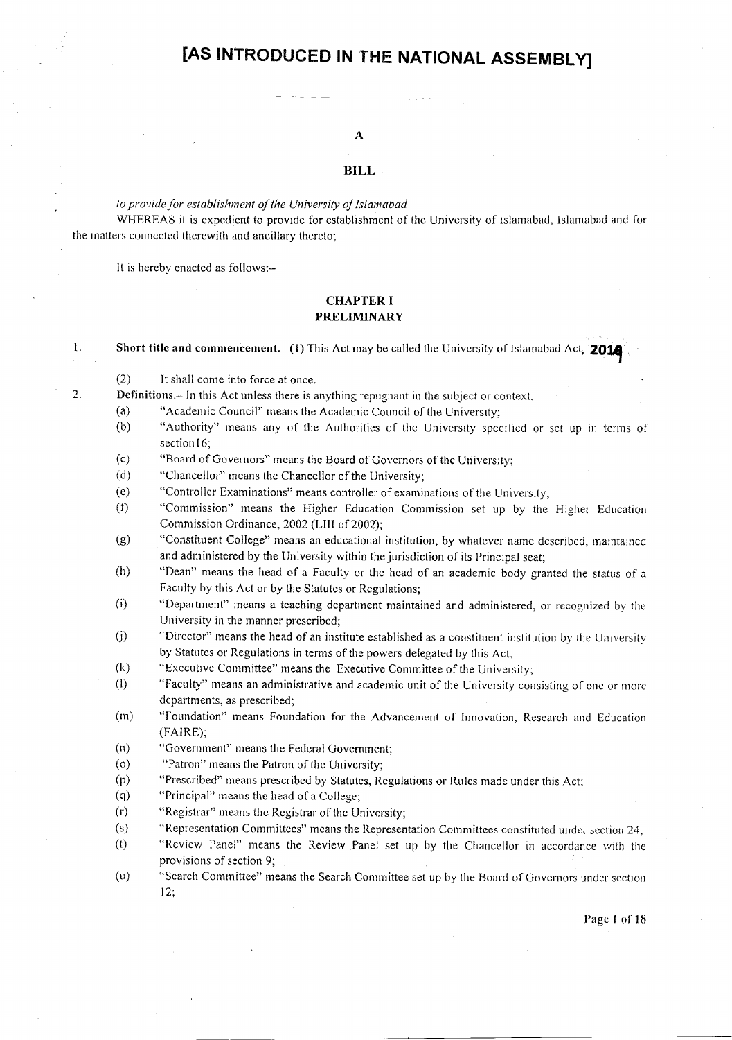# [AS INTRODUCED IN THE NATIONAL ASSEMBLY]

## A

## BILL

*to provide for establishment of the University of Islamabad*

WHEREAS it is expedient to provide for establishment of the University of Islamabad, Islamabad and for the matters connected therewith and ancillary thereto;

It is hereby enacted as follows:–

## CHAPTER I
## PRELIMINARY

1. **Short title and commencement.**– (1) This Act may be called the University of Islamabad Act, **2019**

   (2) It shall come into force at once.

2. **Definitions.**– In this Act unless there is anything repugnant in the subject or context,

   (a) "Academic Council" means the Academic Council of the University;

   (b) "Authority" means any of the Authorities of the University specified or set up in terms of section16;

   (c) "Board of Governors" means the Board of Governors of the University;

   (d) "Chancellor" means the Chancellor of the University;

   (e) "Controller Examinations" means controller of examinations of the University;

   (f) "Commission" means the Higher Education Commission set up by the Higher Education Commission Ordinance, 2002 (LIII of 2002);

   (g) "Constituent College" means an educational institution, by whatever name described, maintained and administered by the University within the jurisdiction of its Principal seat;

   (h) "Dean" means the head of a Faculty or the head of an academic body granted the status of a Faculty by this Act or by the Statutes or Regulations;

   (i) "Department" means a teaching department maintained and administered, or recognized by the University in the manner prescribed;

   (j) "Director" means the head of an institute established as a constituent institution by the University by Statutes or Regulations in terms of the powers delegated by this Act;

   (k) "Executive Committee" means the Executive Committee of the University;

   (l) "Faculty" means an administrative and academic unit of the University consisting of one or more departments, as prescribed;

   (m) "Foundation" means Foundation for the Advancement of Innovation, Research and Education (FAIRE);

   (n) "Government" means the Federal Government;

   (o) "Patron" means the Patron of the University;

   (p) "Prescribed" means prescribed by Statutes, Regulations or Rules made under this Act;

   (q) "Principal" means the head of a College;

   (r) "Registrar" means the Registrar of the University;

   (s) "Representation Committees" means the Representation Committees constituted under section 24;

   (t) "Review Panel" means the Review Panel set up by the Chancellor in accordance with the provisions of section 9;

   (u) "Search Committee" means the Search Committee set up by the Board of Governors under section 12;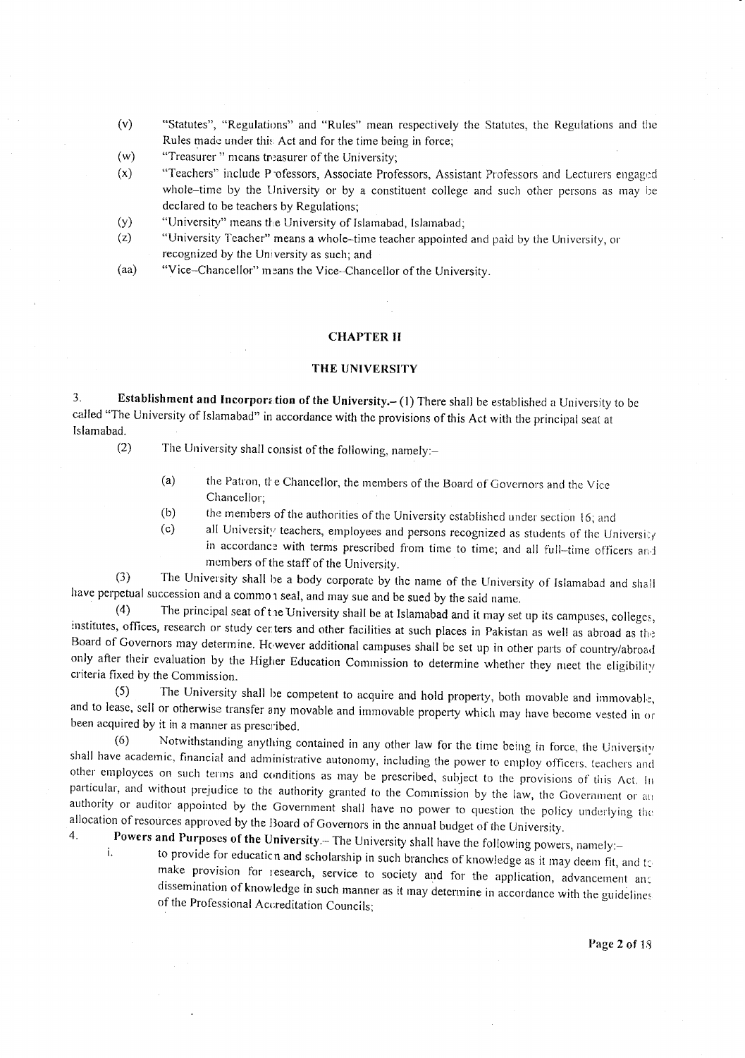(v) "Statutes", "Regulations" and "Rules" mean respectively the Statutes, the Regulations and the Rules made under this Act and for the time being in force;

(w) "Treasurer " means treasurer of the University;

(x) "Teachers" include Professors, Associate Professors, Assistant Professors and Lecturers engaged whole–time by the University or by a constituent college and such other persons as may be declared to be teachers by Regulations;

(y) "University" means the University of Islamabad, Islamabad;

(z) "University Teacher" means a whole–time teacher appointed and paid by the University, or recognized by the University as such; and

(aa) "Vice–Chancellor" means the Vice–Chancellor of the University.

## CHAPTER II

## THE UNIVERSITY

3. **Establishment and Incorporation of the University.–** (1) There shall be established a University to be called "The University of Islamabad" in accordance with the provisions of this Act with the principal seat at Islamabad.

(2) The University shall consist of the following, namely:–

(a) the Patron, the Chancellor, the members of the Board of Governors and the Vice Chancellor;

(b) the members of the authorities of the University established under section 16; and

(c) all University teachers, employees and persons recognized as students of the University in accordance with terms prescribed from time to time; and all full–time officers and members of the staff of the University.

(3) The University shall be a body corporate by the name of the University of Islamabad and shall have perpetual succession and a common seal, and may sue and be sued by the said name.

(4) The principal seat of the University shall be at Islamabad and it may set up its campuses, colleges, institutes, offices, research or study centers and other facilities at such places in Pakistan as well as abroad as the Board of Governors may determine. However additional campuses shall be set up in other parts of country/abroad only after their evaluation by the Higher Education Commission to determine whether they meet the eligibility criteria fixed by the Commission.

(5) The University shall be competent to acquire and hold property, both movable and immovable, and to lease, sell or otherwise transfer any movable and immovable property which may have become vested in or been acquired by it in a manner as prescribed.

(6) Notwithstanding anything contained in any other law for the time being in force, the University shall have academic, financial and administrative autonomy, including the power to employ officers, teachers and other employees on such terms and conditions as may be prescribed, subject to the provisions of this Act. In particular, and without prejudice to the authority granted to the Commission by the law, the Government or an authority or auditor appointed by the Government shall have no power to question the policy underlying the allocation of resources approved by the Board of Governors in the annual budget of the University.

4. **Powers and Purposes of the University.–** The University shall have the following powers, namely:–

i. to provide for education and scholarship in such branches of knowledge as it may deem fit, and to make provision for research, service to society and for the application, advancement and dissemination of knowledge in such manner as it may determine in accordance with the guidelines of the Professional Accreditation Councils;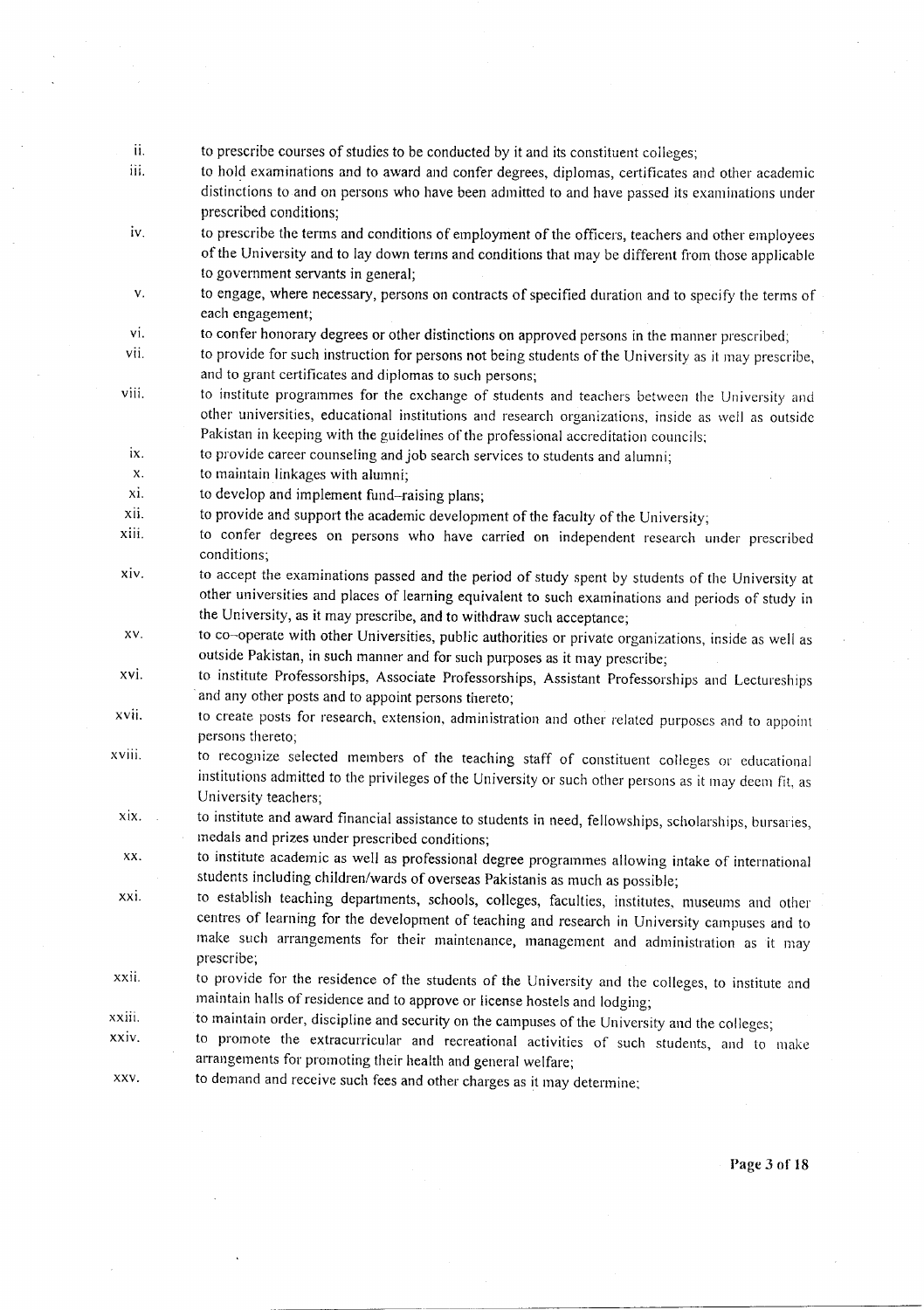ii. to prescribe courses of studies to be conducted by it and its constituent colleges;

iii. to hold examinations and to award and confer degrees, diplomas, certificates and other academic distinctions to and on persons who have been admitted to and have passed its examinations under prescribed conditions;

iv. to prescribe the terms and conditions of employment of the officers, teachers and other employees of the University and to lay down terms and conditions that may be different from those applicable to government servants in general;

v. to engage, where necessary, persons on contracts of specified duration and to specify the terms of each engagement;

vi. to confer honorary degrees or other distinctions on approved persons in the manner prescribed;

vii. to provide for such instruction for persons not being students of the University as it may prescribe, and to grant certificates and diplomas to such persons;

viii. to institute programmes for the exchange of students and teachers between the University and other universities, educational institutions and research organizations, inside as well as outside Pakistan in keeping with the guidelines of the professional accreditation councils;

ix. to provide career counseling and job search services to students and alumni;

x. to maintain linkages with alumni;

xi. to develop and implement fund–raising plans;

xii. to provide and support the academic development of the faculty of the University;

xiii. to confer degrees on persons who have carried on independent research under prescribed conditions;

xiv. to accept the examinations passed and the period of study spent by students of the University at other universities and places of learning equivalent to such examinations and periods of study in the University, as it may prescribe, and to withdraw such acceptance;

xv. to co–operate with other Universities, public authorities or private organizations, inside as well as outside Pakistan, in such manner and for such purposes as it may prescribe;

xvi. to institute Professorships, Associate Professorships, Assistant Professorships and Lectureships and any other posts and to appoint persons thereto;

xvii. to create posts for research, extension, administration and other related purposes and to appoint persons thereto;

xviii. to recognize selected members of the teaching staff of constituent colleges or educational institutions admitted to the privileges of the University or such other persons as it may deem fit, as University teachers;

xix. to institute and award financial assistance to students in need, fellowships, scholarships, bursaries, medals and prizes under prescribed conditions;

xx. to institute academic as well as professional degree programmes allowing intake of international students including children/wards of overseas Pakistanis as much as possible;

xxi. to establish teaching departments, schools, colleges, faculties, institutes, museums and other centres of learning for the development of teaching and research in University campuses and to make such arrangements for their maintenance, management and administration as it may prescribe;

xxii. to provide for the residence of the students of the University and the colleges, to institute and maintain halls of residence and to approve or license hostels and lodging;

xxiii. to maintain order, discipline and security on the campuses of the University and the colleges;

xxiv. to promote the extracurricular and recreational activities of such students, and to make arrangements for promoting their health and general welfare;

xxv. to demand and receive such fees and other charges as it may determine;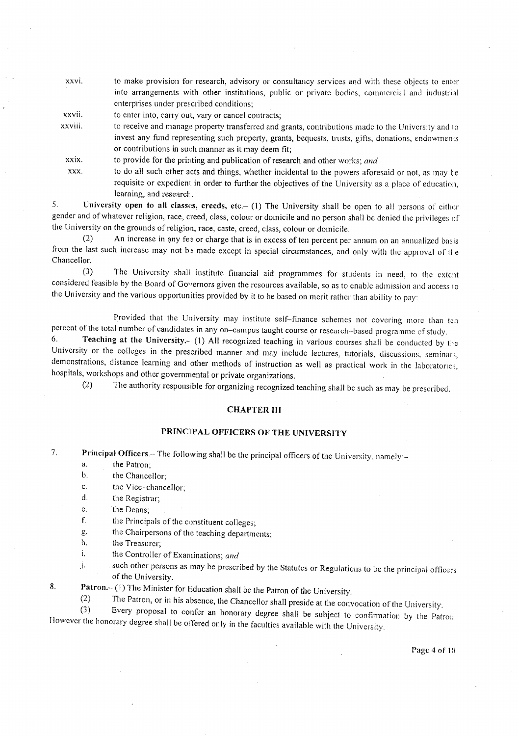xxvi. to make provision for research, advisory or consultancy services and with these objects to enter into arrangements with other institutions, public or private bodies, commercial and industrial enterprises under prescribed conditions;

xxvii. to enter into, carry out, vary or cancel contracts;

xxviii. to receive and manage property transferred and grants, contributions made to the University and to invest any fund representing such property, grants, bequests, trusts, gifts, donations, endowments or contributions in such manner as it may deem fit;

xxix. to provide for the printing and publication of research and other works; *and*

xxx. to do all such other acts and things, whether incidental to the powers aforesaid or not, as may be requisite or expedient in order to further the objectives of the University as a place of education, learning, and research.

5. **University open to all classes, creeds, etc.**– (1) The University shall be open to all persons of either gender and of whatever religion, race, creed, class, colour or domicile and no person shall be denied the privileges of the University on the grounds of religion, race, caste, creed, class, colour or domicile.

(2) An increase in any fee or charge that is in excess of ten percent per annum on an annualized basis from the last such increase may not be made except in special circumstances, and only with the approval of the Chancellor.

(3) The University shall institute financial aid programmes for students in need, to the extent considered feasible by the Board of Governors given the resources available, so as to enable admission and access to the University and the various opportunities provided by it to be based on merit rather than ability to pay:

Provided that the University may institute self–finance schemes not covering more than ten percent of the total number of candidates in any on–campus taught course or research–based programme of study.

6. **Teaching at the University.**– (1) All recognized teaching in various courses shall be conducted by the University or the colleges in the prescribed manner and may include lectures, tutorials, discussions, seminars, demonstrations, distance learning and other methods of instruction as well as practical work in the laboratories, hospitals, workshops and other governmental or private organizations.

(2) The authority responsible for organizing recognized teaching shall be such as may be prescribed.

## CHAPTER III

## PRINCIPAL OFFICERS OF THE UNIVERSITY

7. **Principal Officers.**– The following shall be the principal officers of the University, namely:–

a. the Patron;
b. the Chancellor;
c. the Vice–chancellor;
d. the Registrar;
e. the Deans;
f. the Principals of the constituent colleges;
g. the Chairpersons of the teaching departments;
h. the Treasurer;
i. the Controller of Examinations; *and*
j. such other persons as may be prescribed by the Statutes or Regulations to be the principal officers of the University.

8. **Patron.**– (1) The Minister for Education shall be the Patron of the University.

(2) The Patron, or in his absence, the Chancellor shall preside at the convocation of the University.

(3) Every proposal to confer an honorary degree shall be subject to confirmation by the Patron. However the honorary degree shall be offered only in the faculties available with the University.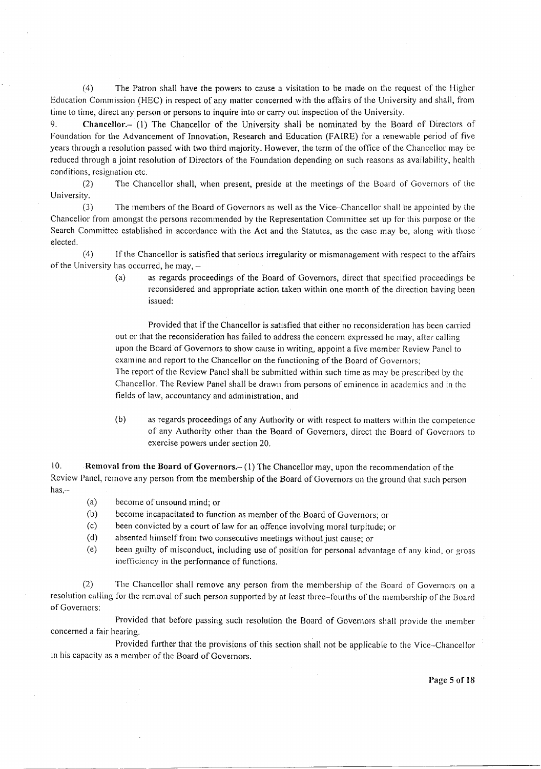(4) The Patron shall have the powers to cause a visitation to be made on the request of the Higher Education Commission (HEC) in respect of any matter concerned with the affairs of the University and shall, from time to time, direct any person or persons to inquire into or carry out inspection of the University.

9. **Chancellor.**– (1) The Chancellor of the University shall be nominated by the Board of Directors of Foundation for the Advancement of Innovation, Research and Education (FAIRE) for a renewable period of five years through a resolution passed with two third majority. However, the term of the office of the Chancellor may be reduced through a joint resolution of Directors of the Foundation depending on such reasons as availability, health conditions, resignation etc.

(2) The Chancellor shall, when present, preside at the meetings of the Board of Governors of the University.

(3) The members of the Board of Governors as well as the Vice-Chancellor shall be appointed by the Chancellor from amongst the persons recommended by the Representation Committee set up for this purpose or the Search Committee established in accordance with the Act and the Statutes, as the case may be, along with those elected.

(4) If the Chancellor is satisfied that serious irregularity or mismanagement with respect to the affairs of the University has occurred, he may, –

(a) as regards proceedings of the Board of Governors, direct that specified proceedings be reconsidered and appropriate action taken within one month of the direction having been issued:

Provided that if the Chancellor is satisfied that either no reconsideration has been carried out or that the reconsideration has failed to address the concern expressed he may, after calling upon the Board of Governors to show cause in writing, appoint a five member Review Panel to examine and report to the Chancellor on the functioning of the Board of Governors;
The report of the Review Panel shall be submitted within such time as may be prescribed by the Chancellor. The Review Panel shall be drawn from persons of eminence in academics and in the fields of law, accountancy and administration; and

(b) as regards proceedings of any Authority or with respect to matters within the competence of any Authority other than the Board of Governors, direct the Board of Governors to exercise powers under section 20.

10. **Removal from the Board of Governors.**– (1) The Chancellor may, upon the recommendation of the Review Panel, remove any person from the membership of the Board of Governors on the ground that such person has,–

(a) become of unsound mind; or
(b) become incapacitated to function as member of the Board of Governors; or
(c) been convicted by a court of law for an offence involving moral turpitude; or
(d) absented himself from two consecutive meetings without just cause; or
(e) been guilty of misconduct, including use of position for personal advantage of any kind, or gross inefficiency in the performance of functions.

(2) The Chancellor shall remove any person from the membership of the Board of Governors on a resolution calling for the removal of such person supported by at least three-fourths of the membership of the Board of Governors:

Provided that before passing such resolution the Board of Governors shall provide the member concerned a fair hearing.

Provided further that the provisions of this section shall not be applicable to the Vice-Chancellor in his capacity as a member of the Board of Governors.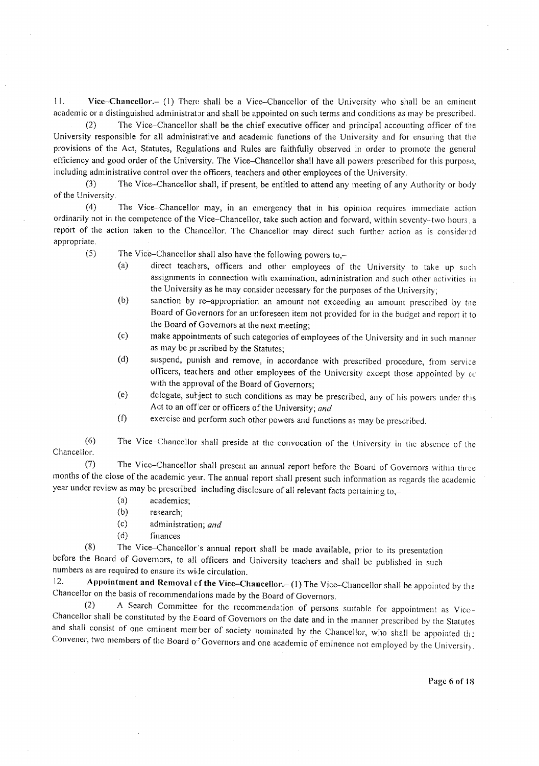11. **Vice–Chancellor.**– (1) There shall be a Vice–Chancellor of the University who shall be an eminent academic or a distinguished administrator and shall be appointed on such terms and conditions as may be prescribed.

(2) The Vice–Chancellor shall be the chief executive officer and principal accounting officer of the University responsible for all administrative and academic functions of the University and for ensuring that the provisions of the Act, Statutes, Regulations and Rules are faithfully observed in order to promote the general efficiency and good order of the University. The Vice–Chancellor shall have all powers prescribed for this purpose, including administrative control over the officers, teachers and other employees of the University.

(3) The Vice–Chancellor shall, if present, be entitled to attend any meeting of any Authority or body of the University.

(4) The Vice–Chancellor may, in an emergency that in his opinion requires immediate action ordinarily not in the competence of the Vice–Chancellor, take such action and forward, within seventy–two hours, a report of the action taken to the Chancellor. The Chancellor may direct such further action as is considered appropriate.

(5) The Vice–Chancellor shall also have the following powers to,–

(a) direct teachers, officers and other employees of the University to take up such assignments in connection with examination, administration and such other activities in the University as he may consider necessary for the purposes of the University;

(b) sanction by re–appropriation an amount not exceeding an amount prescribed by the Board of Governors for an unforeseen item not provided for in the budget and report it to the Board of Governors at the next meeting;

(c) make appointments of such categories of employees of the University and in such manner as may be prescribed by the Statutes;

(d) suspend, punish and remove, in accordance with prescribed procedure, from service officers, teachers and other employees of the University except those appointed by or with the approval of the Board of Governors;

(e) delegate, subject to such conditions as may be prescribed, any of his powers under this Act to an officer or officers of the University; *and*

(f) exercise and perform such other powers and functions as may be prescribed.

(6) The Vice–Chancellor shall preside at the convocation of the University in the absence of the Chancellor.

(7) The Vice–Chancellor shall present an annual report before the Board of Governors within three months of the close of the academic year. The annual report shall present such information as regards the academic year under review as may be prescribed including disclosure of all relevant facts pertaining to,–

(a) academics;

(b) research;

(c) administration; *and*

(d) finances

(8) The Vice–Chancellor's annual report shall be made available, prior to its presentation before the Board of Governors, to all officers and University teachers and shall be published in such numbers as are required to ensure its wide circulation.

12. **Appointment and Removal of the Vice–Chancellor.**– (1) The Vice–Chancellor shall be appointed by the Chancellor on the basis of recommendations made by the Board of Governors.

(2) A Search Committee for the recommendation of persons suitable for appointment as Vice-Chancellor shall be constituted by the Board of Governors on the date and in the manner prescribed by the Statutes and shall consist of one eminent member of society nominated by the Chancellor, who shall be appointed the Convener, two members of the Board of Governors and one academic of eminence not employed by the University.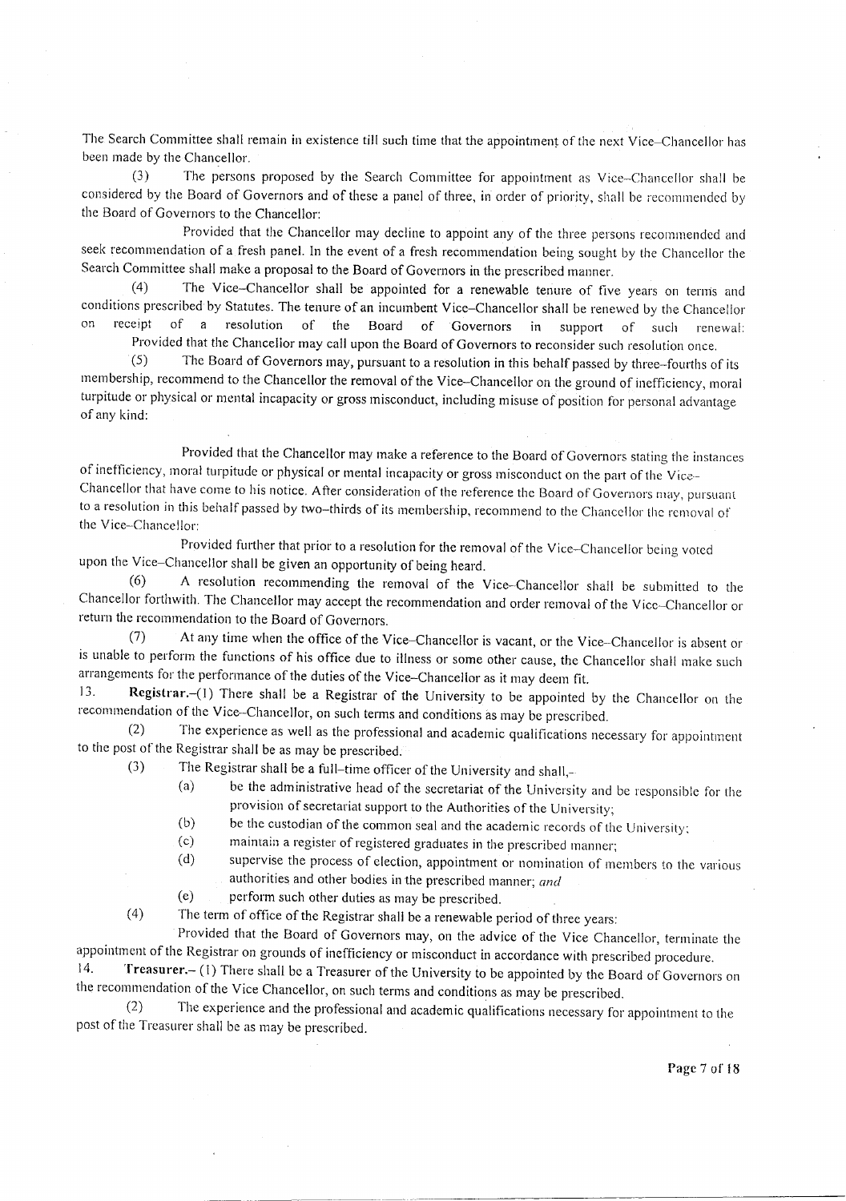The Search Committee shall remain in existence till such time that the appointment of the next Vice–Chancellor has been made by the Chancellor.

(3) The persons proposed by the Search Committee for appointment as Vice–Chancellor shall be considered by the Board of Governors and of these a panel of three, in order of priority, shall be recommended by the Board of Governors to the Chancellor:

Provided that the Chancellor may decline to appoint any of the three persons recommended and seek recommendation of a fresh panel. In the event of a fresh recommendation being sought by the Chancellor the Search Committee shall make a proposal to the Board of Governors in the prescribed manner.

(4) The Vice–Chancellor shall be appointed for a renewable tenure of five years on terms and conditions prescribed by Statutes. The tenure of an incumbent Vice–Chancellor shall be renewed by the Chancellor on receipt of a resolution of the Board of Governors in support of such renewal:

Provided that the Chancellor may call upon the Board of Governors to reconsider such resolution once.

(5) The Board of Governors may, pursuant to a resolution in this behalf passed by three–fourths of its membership, recommend to the Chancellor the removal of the Vice–Chancellor on the ground of inefficiency, moral turpitude or physical or mental incapacity or gross misconduct, including misuse of position for personal advantage of any kind:

Provided that the Chancellor may make a reference to the Board of Governors stating the instances of inefficiency, moral turpitude or physical or mental incapacity or gross misconduct on the part of the Vice–Chancellor that have come to his notice. After consideration of the reference the Board of Governors may, pursuant to a resolution in this behalf passed by two–thirds of its membership, recommend to the Chancellor the removal of the Vice–Chancellor:

Provided further that prior to a resolution for the removal of the Vice–Chancellor being voted upon the Vice–Chancellor shall be given an opportunity of being heard.

(6) A resolution recommending the removal of the Vice–Chancellor shall be submitted to the Chancellor forthwith. The Chancellor may accept the recommendation and order removal of the Vice–Chancellor or return the recommendation to the Board of Governors.

(7) At any time when the office of the Vice–Chancellor is vacant, or the Vice–Chancellor is absent or is unable to perform the functions of his office due to illness or some other cause, the Chancellor shall make such arrangements for the performance of the duties of the Vice–Chancellor as it may deem fit.

13. **Registrar.**–(1) There shall be a Registrar of the University to be appointed by the Chancellor on the recommendation of the Vice–Chancellor, on such terms and conditions as may be prescribed.

(2) The experience as well as the professional and academic qualifications necessary for appointment to the post of the Registrar shall be as may be prescribed.

(3) The Registrar shall be a full–time officer of the University and shall,–

(a) be the administrative head of the secretariat of the University and be responsible for the provision of secretariat support to the Authorities of the University;

(b) be the custodian of the common seal and the academic records of the University;

(c) maintain a register of registered graduates in the prescribed manner;

(d) supervise the process of election, appointment or nomination of members to the various authorities and other bodies in the prescribed manner; *and*

(e) perform such other duties as may be prescribed.

(4) The term of office of the Registrar shall be a renewable period of three years:

Provided that the Board of Governors may, on the advice of the Vice Chancellor, terminate the appointment of the Registrar on grounds of inefficiency or misconduct in accordance with prescribed procedure.

14. **Treasurer.**– (1) There shall be a Treasurer of the University to be appointed by the Board of Governors on the recommendation of the Vice Chancellor, on such terms and conditions as may be prescribed.

(2) The experience and the professional and academic qualifications necessary for appointment to the post of the Treasurer shall be as may be prescribed.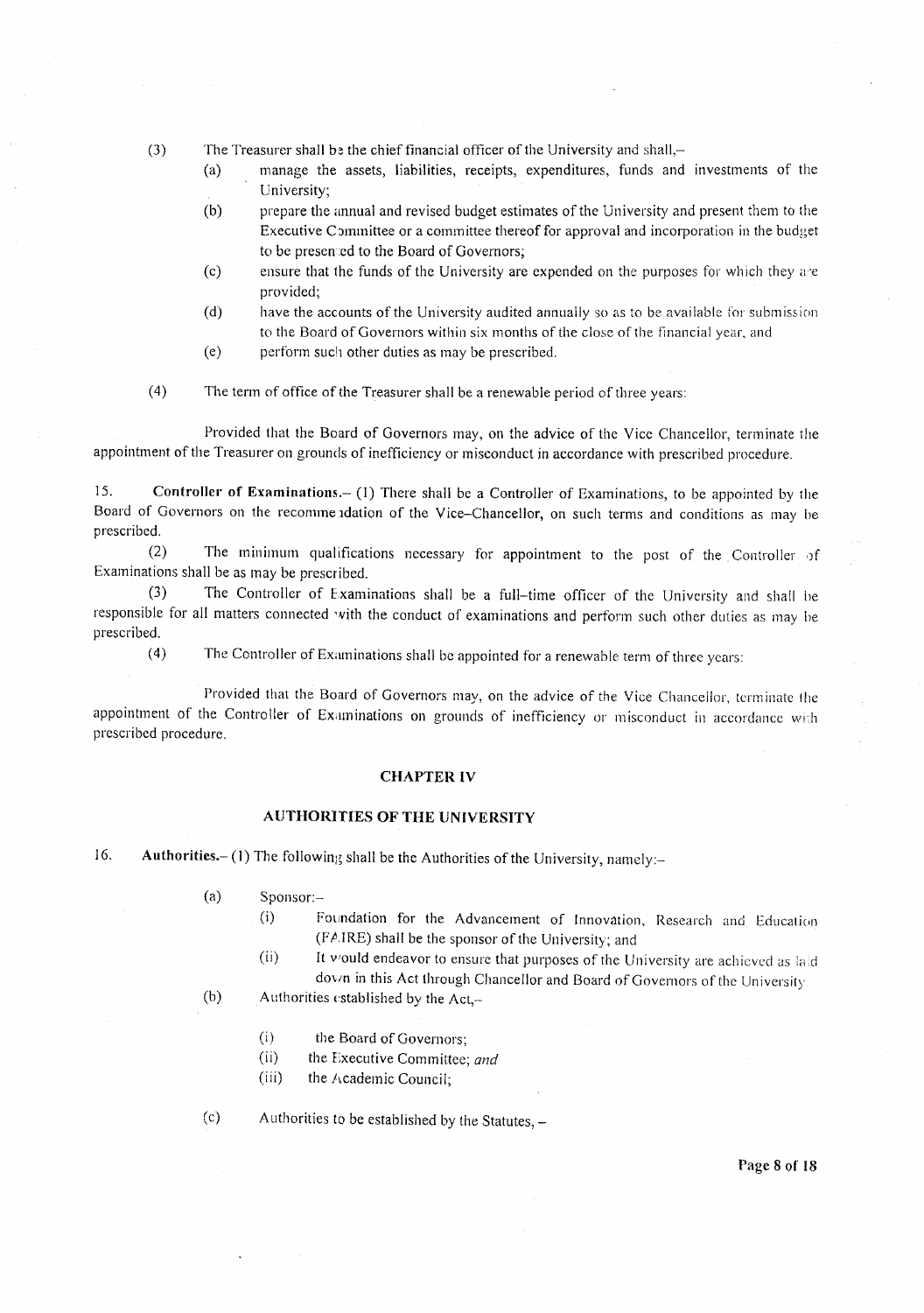(3) The Treasurer shall be the chief financial officer of the University and shall,–

(a) manage the assets, liabilities, receipts, expenditures, funds and investments of the University;

(b) prepare the annual and revised budget estimates of the University and present them to the Executive Committee or a committee thereof for approval and incorporation in the budget to be presented to the Board of Governors;

(c) ensure that the funds of the University are expended on the purposes for which they are provided;

(d) have the accounts of the University audited annually so as to be available for submission to the Board of Governors within six months of the close of the financial year, and

(e) perform such other duties as may be prescribed.

(4) The term of office of the Treasurer shall be a renewable period of three years:

Provided that the Board of Governors may, on the advice of the Vice Chancellor, terminate the appointment of the Treasurer on grounds of inefficiency or misconduct in accordance with prescribed procedure.

15. **Controller of Examinations.**– (1) There shall be a Controller of Examinations, to be appointed by the Board of Governors on the recommendation of the Vice-Chancellor, on such terms and conditions as may be prescribed.

(2) The minimum qualifications necessary for appointment to the post of the Controller of Examinations shall be as may be prescribed.

(3) The Controller of Examinations shall be a full-time officer of the University and shall be responsible for all matters connected with the conduct of examinations and perform such other duties as may be prescribed.

(4) The Controller of Examinations shall be appointed for a renewable term of three years:

Provided that the Board of Governors may, on the advice of the Vice Chancellor, terminate the appointment of the Controller of Examinations on grounds of inefficiency or misconduct in accordance with prescribed procedure.

## CHAPTER IV

## AUTHORITIES OF THE UNIVERSITY

16. **Authorities.**– (1) The following shall be the Authorities of the University, namely:–

(a) Sponsor:–

(i) Foundation for the Advancement of Innovation, Research and Education (FAIRE) shall be the sponsor of the University; and

(ii) It would endeavor to ensure that purposes of the University are achieved as laid down in this Act through Chancellor and Board of Governors of the University

(b) Authorities established by the Act,–

(i) the Board of Governors;

(ii) the Executive Committee; *and*

(iii) the Academic Council;

(c) Authorities to be established by the Statutes, –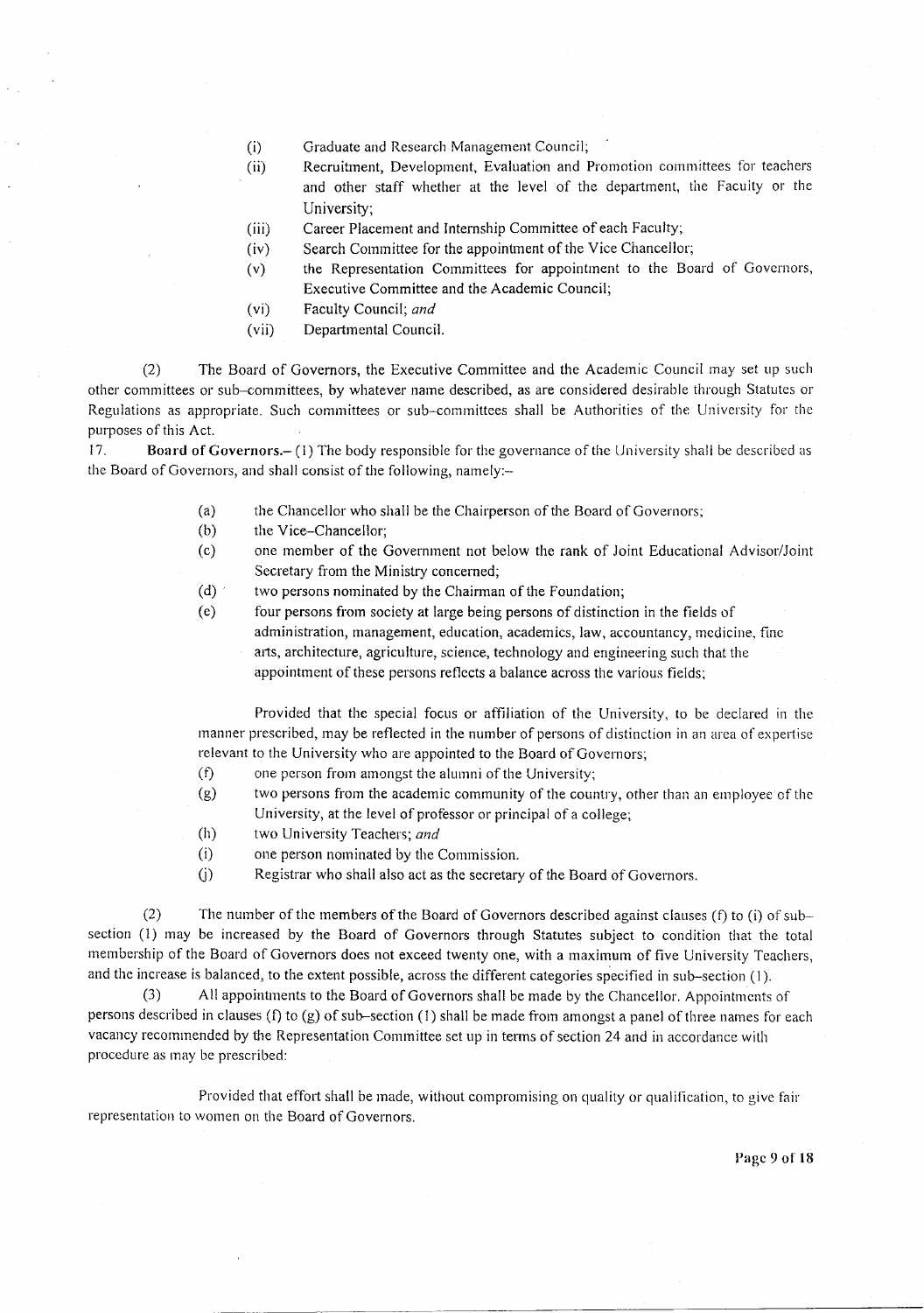(i) Graduate and Research Management Council;

(ii) Recruitment, Development, Evaluation and Promotion committees for teachers and other staff whether at the level of the department, the Faculty or the University;

(iii) Career Placement and Internship Committee of each Faculty;

(iv) Search Committee for the appointment of the Vice Chancellor;

(v) the Representation Committees for appointment to the Board of Governors, Executive Committee and the Academic Council;

(vi) Faculty Council; *and*

(vii) Departmental Council.

(2) The Board of Governors, the Executive Committee and the Academic Council may set up such other committees or sub–committees, by whatever name described, as are considered desirable through Statutes or Regulations as appropriate. Such committees or sub-committees shall be Authorities of the University for the purposes of this Act.

17. **Board of Governors.–** (1) The body responsible for the governance of the University shall be described as the Board of Governors, and shall consist of the following, namely:–

(a) the Chancellor who shall be the Chairperson of the Board of Governors;

(b) the Vice–Chancellor;

(c) one member of the Government not below the rank of Joint Educational Advisor/Joint Secretary from the Ministry concerned;

(d) two persons nominated by the Chairman of the Foundation;

(e) four persons from society at large being persons of distinction in the fields of administration, management, education, academics, law, accountancy, medicine, fine arts, architecture, agriculture, science, technology and engineering such that the appointment of these persons reflects a balance across the various fields;

Provided that the special focus or affiliation of the University, to be declared in the manner prescribed, may be reflected in the number of persons of distinction in an area of expertise relevant to the University who are appointed to the Board of Governors;

(f) one person from amongst the alumni of the University;

(g) two persons from the academic community of the country, other than an employee of the University, at the level of professor or principal of a college;

(h) two University Teachers; *and*

(i) one person nominated by the Commission.

(j) Registrar who shall also act as the secretary of the Board of Governors.

(2) The number of the members of the Board of Governors described against clauses (f) to (i) of sub–section (1) may be increased by the Board of Governors through Statutes subject to condition that the total membership of the Board of Governors does not exceed twenty one, with a maximum of five University Teachers, and the increase is balanced, to the extent possible, across the different categories specified in sub–section (1).

(3) All appointments to the Board of Governors shall be made by the Chancellor. Appointments of persons described in clauses (f) to (g) of sub–section (1) shall be made from amongst a panel of three names for each vacancy recommended by the Representation Committee set up in terms of section 24 and in accordance with procedure as may be prescribed:

Provided that effort shall be made, without compromising on quality or qualification, to give fair representation to women on the Board of Governors.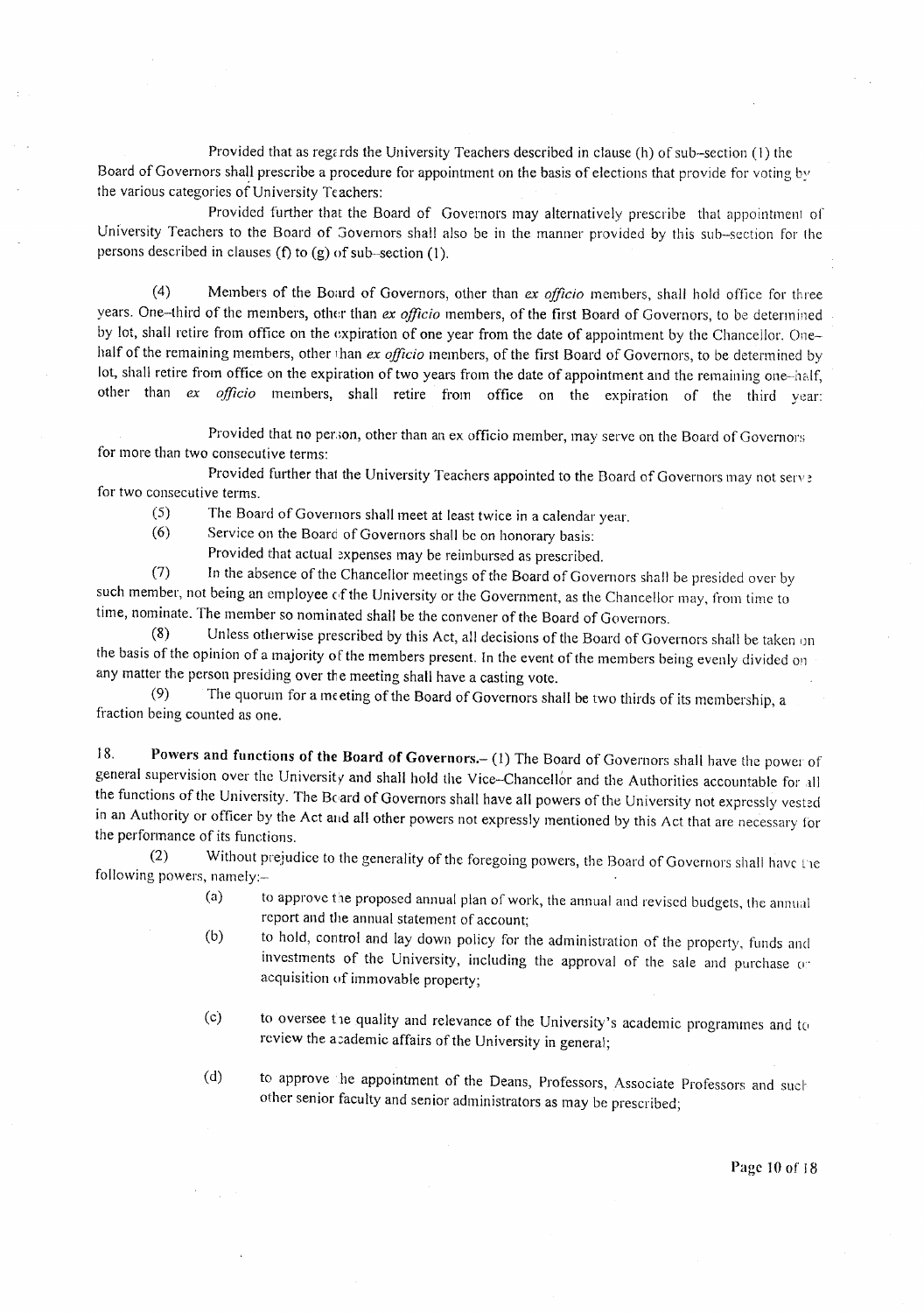Provided that as regards the University Teachers described in clause (h) of sub-section (1) the Board of Governors shall prescribe a procedure for appointment on the basis of elections that provide for voting by the various categories of University Teachers:

Provided further that the Board of Governors may alternatively prescribe that appointment of University Teachers to the Board of Governors shall also be in the manner provided by this sub-section for the persons described in clauses (f) to (g) of sub-section (1).

(4) Members of the Board of Governors, other than *ex officio* members, shall hold office for three years. One-third of the members, other than *ex officio* members, of the first Board of Governors, to be determined by lot, shall retire from office on the expiration of one year from the date of appointment by the Chancellor. One-half of the remaining members, other than *ex officio* members, of the first Board of Governors, to be determined by lot, shall retire from office on the expiration of two years from the date of appointment and the remaining one-half, other than *ex officio* members, shall retire from office on the expiration of the third year:

Provided that no person, other than an ex officio member, may serve on the Board of Governors for more than two consecutive terms:

Provided further that the University Teachers appointed to the Board of Governors may not serve for two consecutive terms.

(5) The Board of Governors shall meet at least twice in a calendar year.

(6) Service on the Board of Governors shall be on honorary basis:

Provided that actual expenses may be reimbursed as prescribed.

(7) In the absence of the Chancellor meetings of the Board of Governors shall be presided over by such member, not being an employee of the University or the Government, as the Chancellor may, from time to time, nominate. The member so nominated shall be the convener of the Board of Governors.

(8) Unless otherwise prescribed by this Act, all decisions of the Board of Governors shall be taken on the basis of the opinion of a majority of the members present. In the event of the members being evenly divided on any matter the person presiding over the meeting shall have a casting vote.

(9) The quorum for a meeting of the Board of Governors shall be two thirds of its membership, a fraction being counted as one.

18. **Powers and functions of the Board of Governors.–** (1) The Board of Governors shall have the power of general supervision over the University and shall hold the Vice-Chancellor and the Authorities accountable for all the functions of the University. The Board of Governors shall have all powers of the University not expressly vested in an Authority or officer by the Act and all other powers not expressly mentioned by this Act that are necessary for the performance of its functions.

(2) Without prejudice to the generality of the foregoing powers, the Board of Governors shall have the following powers, namely:–

(a) to approve the proposed annual plan of work, the annual and revised budgets, the annual report and the annual statement of account;

(b) to hold, control and lay down policy for the administration of the property, funds and investments of the University, including the approval of the sale and purchase or acquisition of immovable property;

(c) to oversee the quality and relevance of the University's academic programmes and to review the academic affairs of the University in general;

(d) to approve the appointment of the Deans, Professors, Associate Professors and such other senior faculty and senior administrators as may be prescribed;